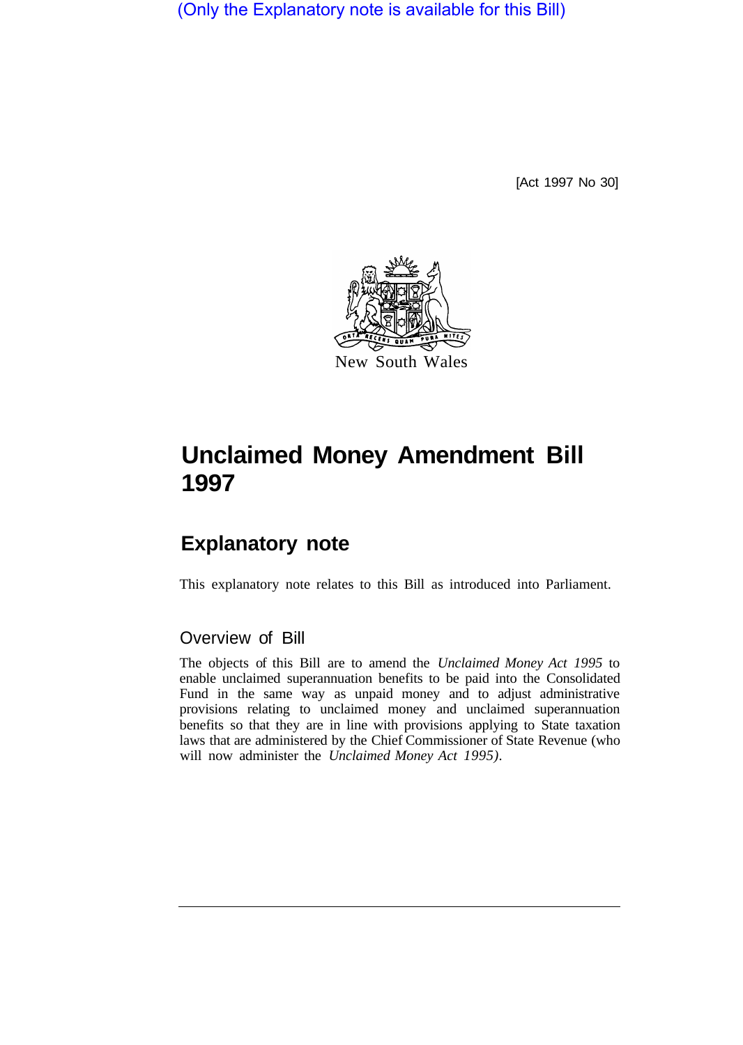(Only the Explanatory note is available for this Bill)

[Act 1997 No 30]

New South Wales

# Unclaimed Money Amendment Bill 1997

## Explanatory note

This explanatory note relates to this Bill as introduced into Parliament.

### Overview of Bill

The objects of this Bill are to amend the *Unclaimed Money Act 1995* to enable unclaimed superannuation benefits to be paid into the Consolidated Fund in the same way as unpaid money and to adjust administrative provisions relating to unclaimed money and unclaimed superannuation benefits so that they are in line with provisions applying to State taxation laws that are administered by the Chief Commissioner of State Revenue (who will now administer the *Unclaimed Money Act 1995*).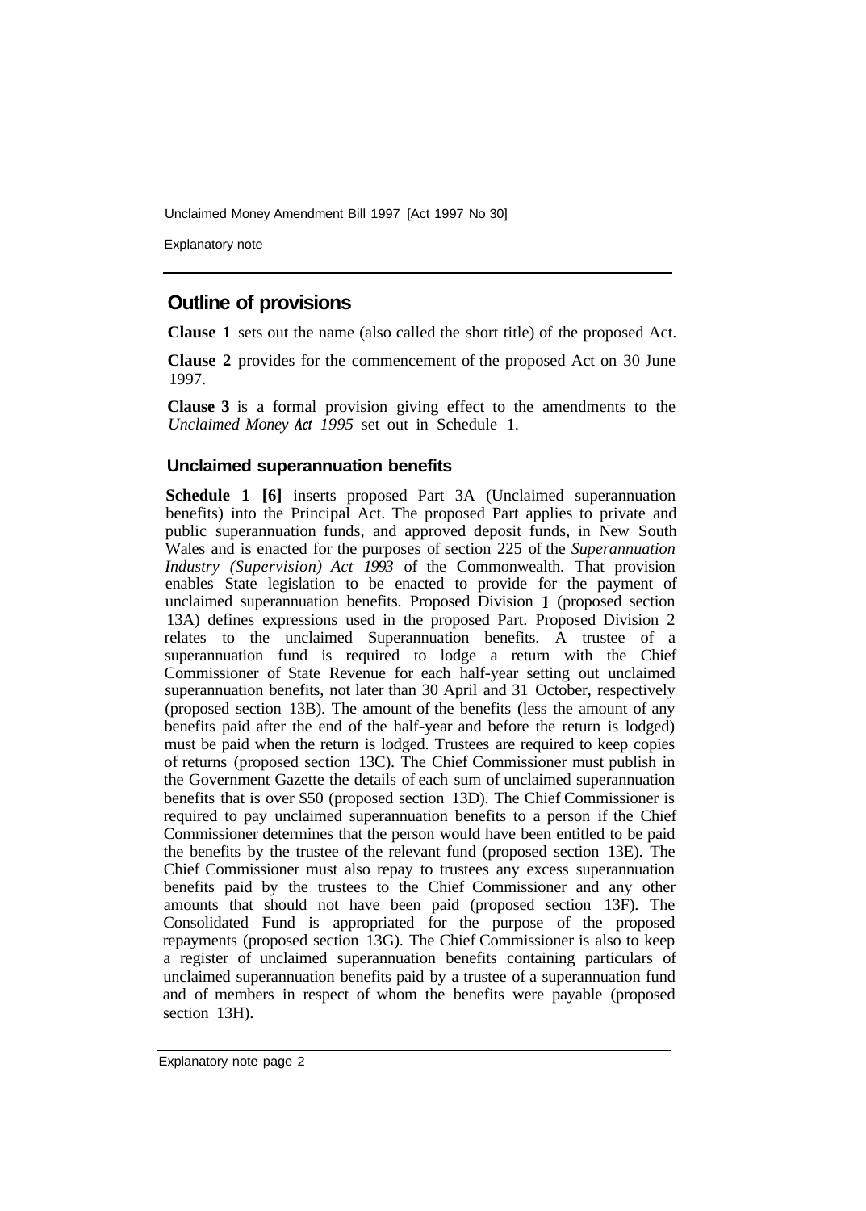## Outline of provisions

**Clause 1** sets out the name (also called the short title) of the proposed Act.

**Clause 2** provides for the commencement of the proposed Act on 30 June 1997.

**Clause 3** is a formal provision giving effect to the amendments to the *Unclaimed Money Act 1995* set out in Schedule 1.

### Unclaimed superannuation benefits

**Schedule 1 [6]** inserts proposed Part 3A (Unclaimed superannuation benefits) into the Principal Act. The proposed Part applies to private and public superannuation funds, and approved deposit funds, in New South Wales and is enacted for the purposes of section 225 of the *Superannuation Industry (Supervision) Act 1993* of the Commonwealth. That provision enables State legislation to be enacted to provide for the payment of unclaimed superannuation benefits. Proposed Division 1 (proposed section 13A) defines expressions used in the proposed Part. Proposed Division 2 relates to the unclaimed Superannuation benefits. A trustee of a superannuation fund is required to lodge a return with the Chief Commissioner of State Revenue for each half-year setting out unclaimed superannuation benefits, not later than 30 April and 31 October, respectively (proposed section 13B). The amount of the benefits (less the amount of any benefits paid after the end of the half-year and before the return is lodged) must be paid when the return is lodged. Trustees are required to keep copies of returns (proposed section 13C). The Chief Commissioner must publish in the Government Gazette the details of each sum of unclaimed superannuation benefits that is over $50 (proposed section 13D). The Chief Commissioner is required to pay unclaimed superannuation benefits to a person if the Chief Commissioner determines that the person would have been entitled to be paid the benefits by the trustee of the relevant fund (proposed section 13E). The Chief Commissioner must also repay to trustees any excess superannuation benefits paid by the trustees to the Chief Commissioner and any other amounts that should not have been paid (proposed section 13F). The Consolidated Fund is appropriated for the purpose of the proposed repayments (proposed section 13G). The Chief Commissioner is also to keep a register of unclaimed superannuation benefits containing particulars of unclaimed superannuation benefits paid by a trustee of a superannuation fund and of members in respect of whom the benefits were payable (proposed section 13H).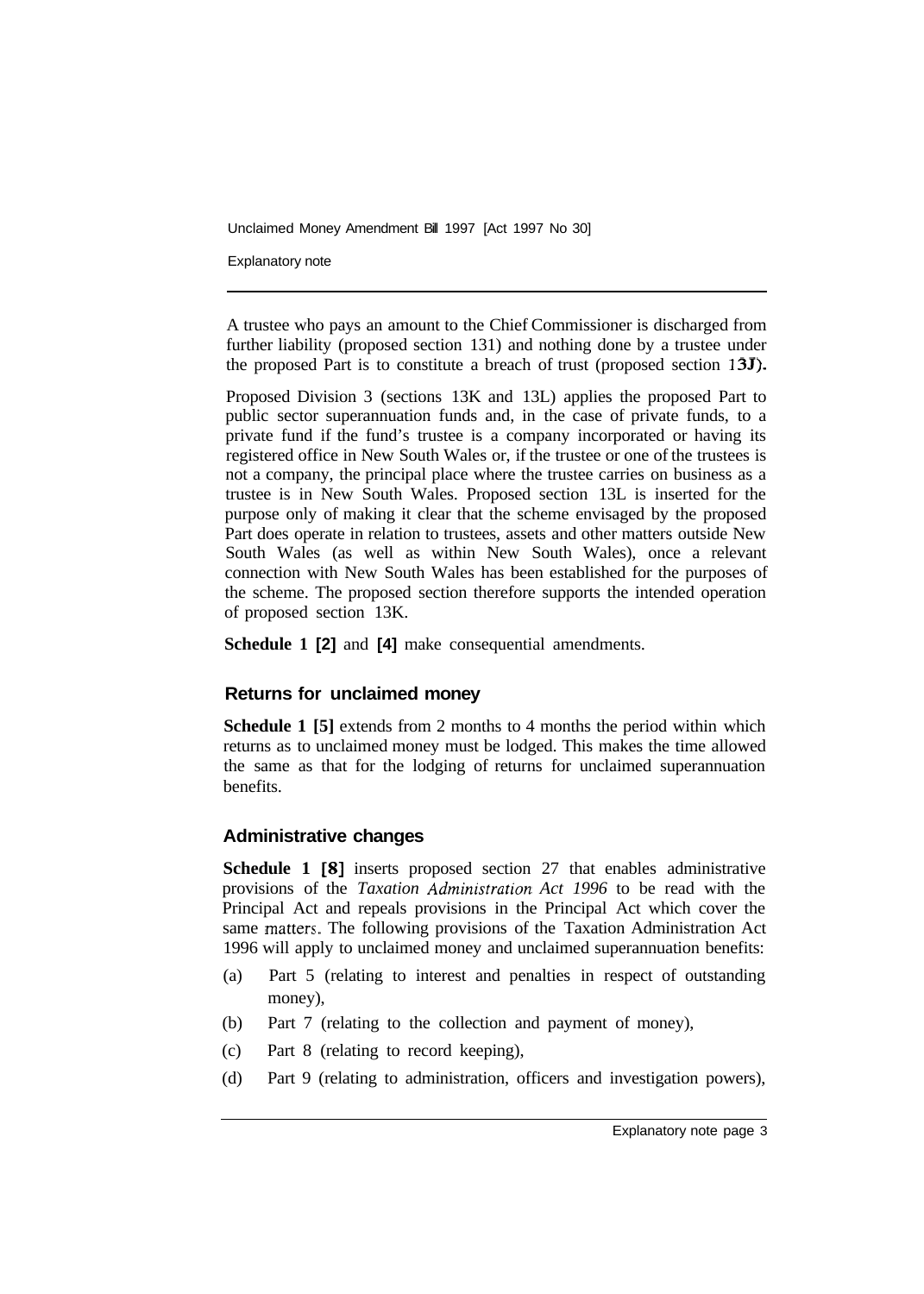A trustee who pays an amount to the Chief Commissioner is discharged from further liability (proposed section 131) and nothing done by a trustee under the proposed Part is to constitute a breach of trust (proposed section 13J).

Proposed Division 3 (sections 13K and 13L) applies the proposed Part to public sector superannuation funds and, in the case of private funds, to a private fund if the fund's trustee is a company incorporated or having its registered office in New South Wales or, if the trustee or one of the trustees is not a company, the principal place where the trustee carries on business as a trustee is in New South Wales. Proposed section 13L is inserted for the purpose only of making it clear that the scheme envisaged by the proposed Part does operate in relation to trustees, assets and other matters outside New South Wales (as well as within New South Wales), once a relevant connection with New South Wales has been established for the purposes of the scheme. The proposed section therefore supports the intended operation of proposed section 13K.

**Schedule 1 [2]** and **[4]** make consequential amendments.

### Returns for unclaimed money

**Schedule 1 [5]** extends from 2 months to 4 months the period within which returns as to unclaimed money must be lodged. This makes the time allowed the same as that for the lodging of returns for unclaimed superannuation benefits.

### Administrative changes

**Schedule 1 [8]** inserts proposed section 27 that enables administrative provisions of the *Taxation Administration Act 1996* to be read with the Principal Act and repeals provisions in the Principal Act which cover the same matters. The following provisions of the Taxation Administration Act 1996 will apply to unclaimed money and unclaimed superannuation benefits:

(a) Part 5 (relating to interest and penalties in respect of outstanding money),

(b) Part 7 (relating to the collection and payment of money),

(c) Part 8 (relating to record keeping),

(d) Part 9 (relating to administration, officers and investigation powers),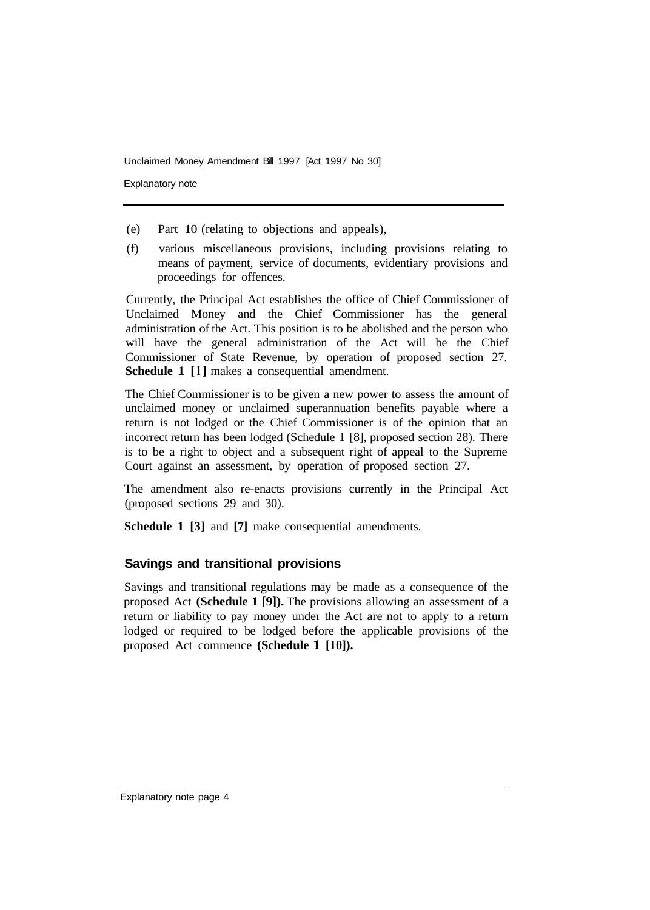(e) Part 10 (relating to objections and appeals),

(f) various miscellaneous provisions, including provisions relating to means of payment, service of documents, evidentiary provisions and proceedings for offences.

Currently, the Principal Act establishes the office of Chief Commissioner of Unclaimed Money and the Chief Commissioner has the general administration of the Act. This position is to be abolished and the person who will have the general administration of the Act will be the Chief Commissioner of State Revenue, by operation of proposed section 27. **Schedule 1 [1]** makes a consequential amendment.

The Chief Commissioner is to be given a new power to assess the amount of unclaimed money or unclaimed superannuation benefits payable where a return is not lodged or the Chief Commissioner is of the opinion that an incorrect return has been lodged (Schedule 1 [8], proposed section 28). There is to be a right to object and a subsequent right of appeal to the Supreme Court against an assessment, by operation of proposed section 27.

The amendment also re-enacts provisions currently in the Principal Act (proposed sections 29 and 30).

**Schedule 1 [3]** and **[7]** make consequential amendments.

## Savings and transitional provisions

Savings and transitional regulations may be made as a consequence of the proposed Act **(Schedule 1 [9]).** The provisions allowing an assessment of a return or liability to pay money under the Act are not to apply to a return lodged or required to be lodged before the applicable provisions of the proposed Act commence **(Schedule 1 [10]).**